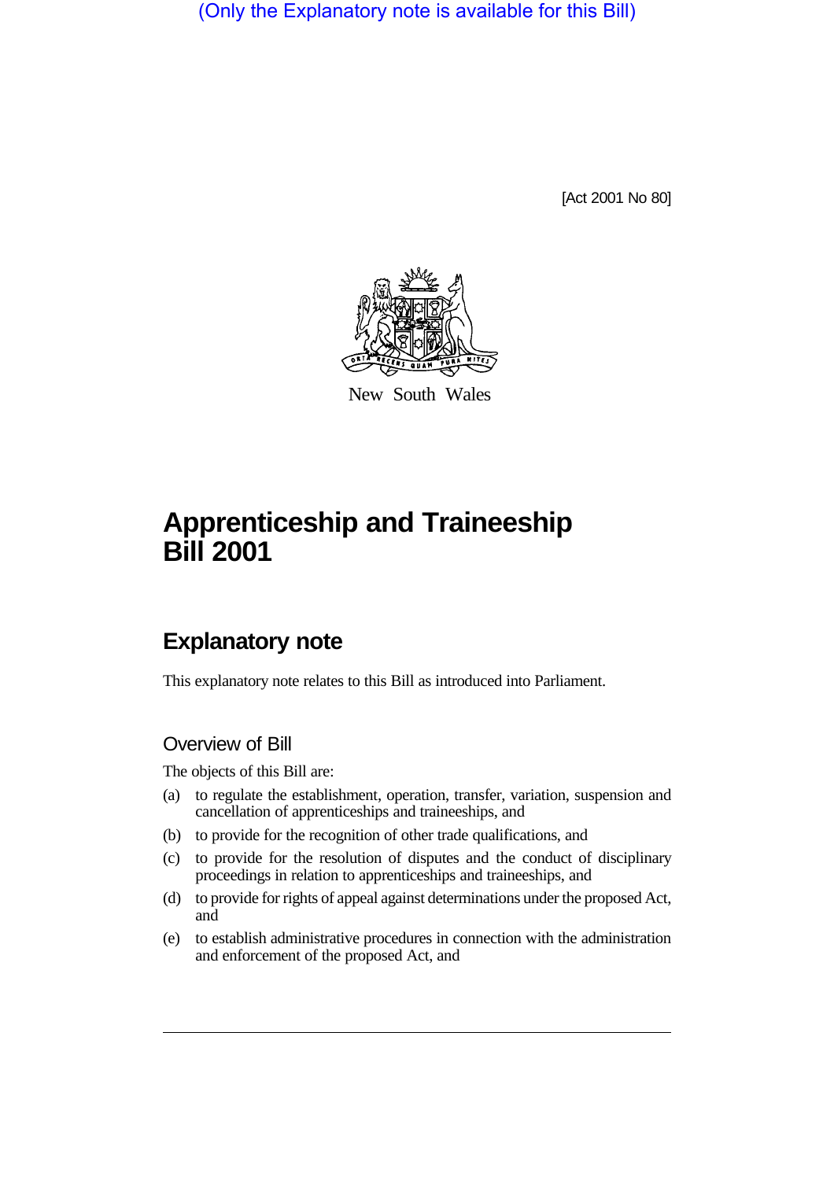(Only the Explanatory note is available for this Bill)

[Act 2001 No 80]

New South Wales

# Apprenticeship and Traineeship Bill 2001

## Explanatory note

This explanatory note relates to this Bill as introduced into Parliament.

### Overview of Bill

The objects of this Bill are:

(a) to regulate the establishment, operation, transfer, variation, suspension and cancellation of apprenticeships and traineeships, and

(b) to provide for the recognition of other trade qualifications, and

(c) to provide for the resolution of disputes and the conduct of disciplinary proceedings in relation to apprenticeships and traineeships, and

(d) to provide for rights of appeal against determinations under the proposed Act, and

(e) to establish administrative procedures in connection with the administration and enforcement of the proposed Act, and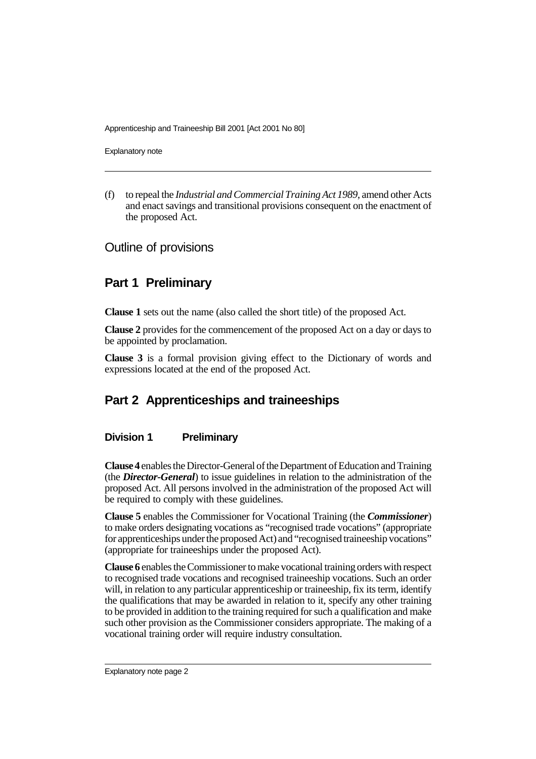(f) to repeal the *Industrial and Commercial Training Act 1989*, amend other Acts and enact savings and transitional provisions consequent on the enactment of the proposed Act.

## Outline of provisions

## Part 1 Preliminary

**Clause 1** sets out the name (also called the short title) of the proposed Act.

**Clause 2** provides for the commencement of the proposed Act on a day or days to be appointed by proclamation.

**Clause 3** is a formal provision giving effect to the Dictionary of words and expressions located at the end of the proposed Act.

## Part 2 Apprenticeships and traineeships

### Division 1 Preliminary

**Clause 4** enables the Director-General of the Department of Education and Training (the ***Director-General***) to issue guidelines in relation to the administration of the proposed Act. All persons involved in the administration of the proposed Act will be required to comply with these guidelines.

**Clause 5** enables the Commissioner for Vocational Training (the ***Commissioner***) to make orders designating vocations as "recognised trade vocations" (appropriate for apprenticeships under the proposed Act) and "recognised traineeship vocations" (appropriate for traineeships under the proposed Act).

**Clause 6** enables the Commissioner to make vocational training orders with respect to recognised trade vocations and recognised traineeship vocations. Such an order will, in relation to any particular apprenticeship or traineeship, fix its term, identify the qualifications that may be awarded in relation to it, specify any other training to be provided in addition to the training required for such a qualification and make such other provision as the Commissioner considers appropriate. The making of a vocational training order will require industry consultation.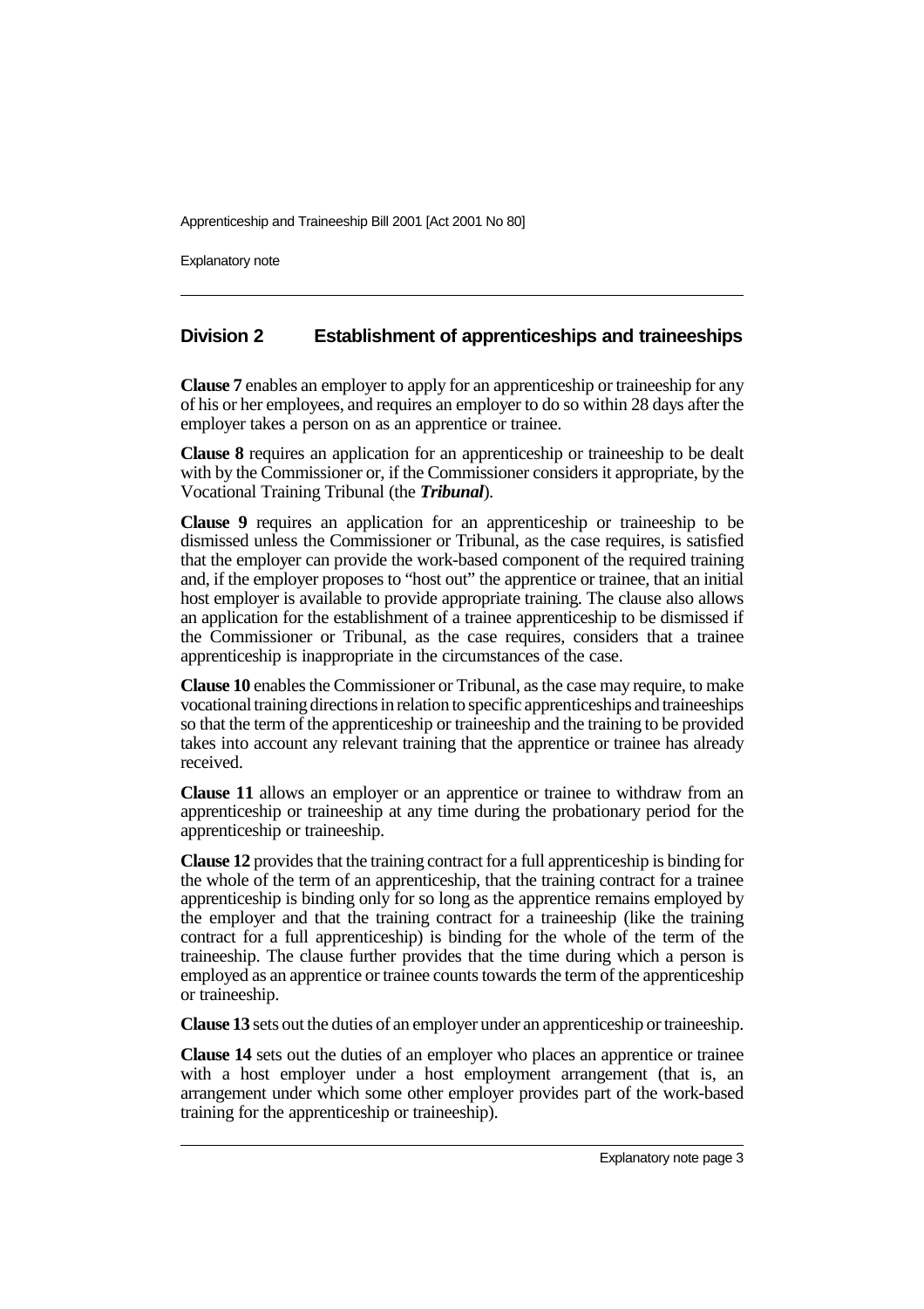## Division 2 Establishment of apprenticeships and traineeships

**Clause 7** enables an employer to apply for an apprenticeship or traineeship for any of his or her employees, and requires an employer to do so within 28 days after the employer takes a person on as an apprentice or trainee.

**Clause 8** requires an application for an apprenticeship or traineeship to be dealt with by the Commissioner or, if the Commissioner considers it appropriate, by the Vocational Training Tribunal (the ***Tribunal***).

**Clause 9** requires an application for an apprenticeship or traineeship to be dismissed unless the Commissioner or Tribunal, as the case requires, is satisfied that the employer can provide the work-based component of the required training and, if the employer proposes to "host out" the apprentice or trainee, that an initial host employer is available to provide appropriate training. The clause also allows an application for the establishment of a trainee apprenticeship to be dismissed if the Commissioner or Tribunal, as the case requires, considers that a trainee apprenticeship is inappropriate in the circumstances of the case.

**Clause 10** enables the Commissioner or Tribunal, as the case may require, to make vocational training directions in relation to specific apprenticeships and traineeships so that the term of the apprenticeship or traineeship and the training to be provided takes into account any relevant training that the apprentice or trainee has already received.

**Clause 11** allows an employer or an apprentice or trainee to withdraw from an apprenticeship or traineeship at any time during the probationary period for the apprenticeship or traineeship.

**Clause 12** provides that the training contract for a full apprenticeship is binding for the whole of the term of an apprenticeship, that the training contract for a trainee apprenticeship is binding only for so long as the apprentice remains employed by the employer and that the training contract for a traineeship (like the training contract for a full apprenticeship) is binding for the whole of the term of the traineeship. The clause further provides that the time during which a person is employed as an apprentice or trainee counts towards the term of the apprenticeship or traineeship.

**Clause 13** sets out the duties of an employer under an apprenticeship or traineeship.

**Clause 14** sets out the duties of an employer who places an apprentice or trainee with a host employer under a host employment arrangement (that is, an arrangement under which some other employer provides part of the work-based training for the apprenticeship or traineeship).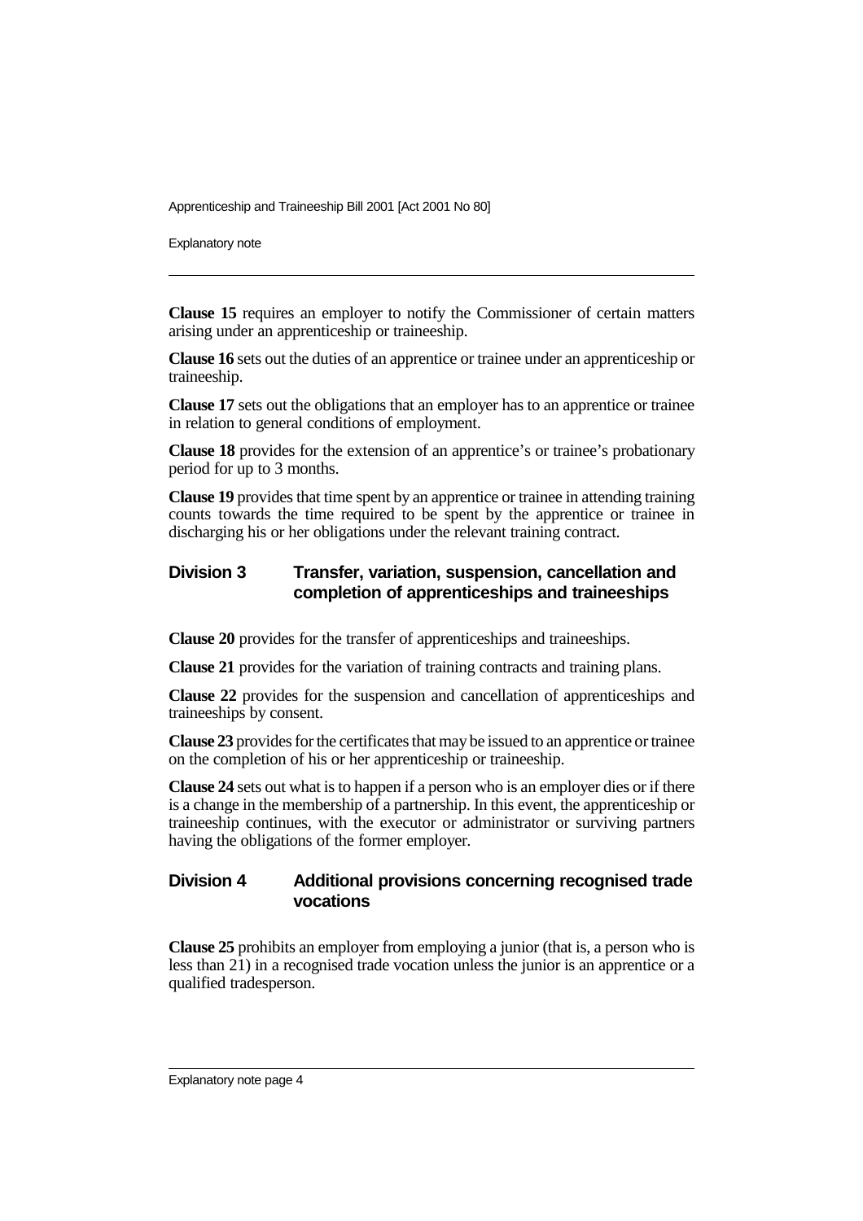**Clause 15** requires an employer to notify the Commissioner of certain matters arising under an apprenticeship or traineeship.

**Clause 16** sets out the duties of an apprentice or trainee under an apprenticeship or traineeship.

**Clause 17** sets out the obligations that an employer has to an apprentice or trainee in relation to general conditions of employment.

**Clause 18** provides for the extension of an apprentice's or trainee's probationary period for up to 3 months.

**Clause 19** provides that time spent by an apprentice or trainee in attending training counts towards the time required to be spent by the apprentice or trainee in discharging his or her obligations under the relevant training contract.

## Division 3 Transfer, variation, suspension, cancellation and completion of apprenticeships and traineeships

**Clause 20** provides for the transfer of apprenticeships and traineeships.

**Clause 21** provides for the variation of training contracts and training plans.

**Clause 22** provides for the suspension and cancellation of apprenticeships and traineeships by consent.

**Clause 23** provides for the certificates that may be issued to an apprentice or trainee on the completion of his or her apprenticeship or traineeship.

**Clause 24** sets out what is to happen if a person who is an employer dies or if there is a change in the membership of a partnership. In this event, the apprenticeship or traineeship continues, with the executor or administrator or surviving partners having the obligations of the former employer.

## Division 4 Additional provisions concerning recognised trade vocations

**Clause 25** prohibits an employer from employing a junior (that is, a person who is less than 21) in a recognised trade vocation unless the junior is an apprentice or a qualified tradesperson.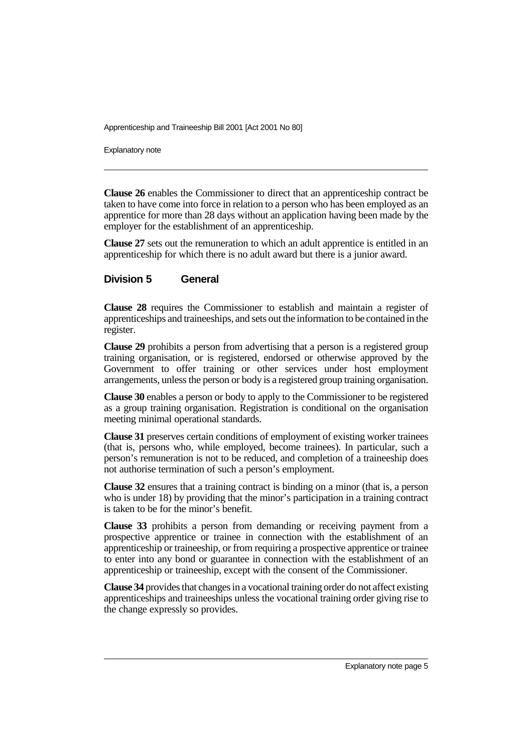**Clause 26** enables the Commissioner to direct that an apprenticeship contract be taken to have come into force in relation to a person who has been employed as an apprentice for more than 28 days without an application having been made by the employer for the establishment of an apprenticeship.

**Clause 27** sets out the remuneration to which an adult apprentice is entitled in an apprenticeship for which there is no adult award but there is a junior award.

## Division 5 General

**Clause 28** requires the Commissioner to establish and maintain a register of apprenticeships and traineeships, and sets out the information to be contained in the register.

**Clause 29** prohibits a person from advertising that a person is a registered group training organisation, or is registered, endorsed or otherwise approved by the Government to offer training or other services under host employment arrangements, unless the person or body is a registered group training organisation.

**Clause 30** enables a person or body to apply to the Commissioner to be registered as a group training organisation. Registration is conditional on the organisation meeting minimal operational standards.

**Clause 31** preserves certain conditions of employment of existing worker trainees (that is, persons who, while employed, become trainees). In particular, such a person's remuneration is not to be reduced, and completion of a traineeship does not authorise termination of such a person's employment.

**Clause 32** ensures that a training contract is binding on a minor (that is, a person who is under 18) by providing that the minor's participation in a training contract is taken to be for the minor's benefit.

**Clause 33** prohibits a person from demanding or receiving payment from a prospective apprentice or trainee in connection with the establishment of an apprenticeship or traineeship, or from requiring a prospective apprentice or trainee to enter into any bond or guarantee in connection with the establishment of an apprenticeship or traineeship, except with the consent of the Commissioner.

**Clause 34** provides that changes in a vocational training order do not affect existing apprenticeships and traineeships unless the vocational training order giving rise to the change expressly so provides.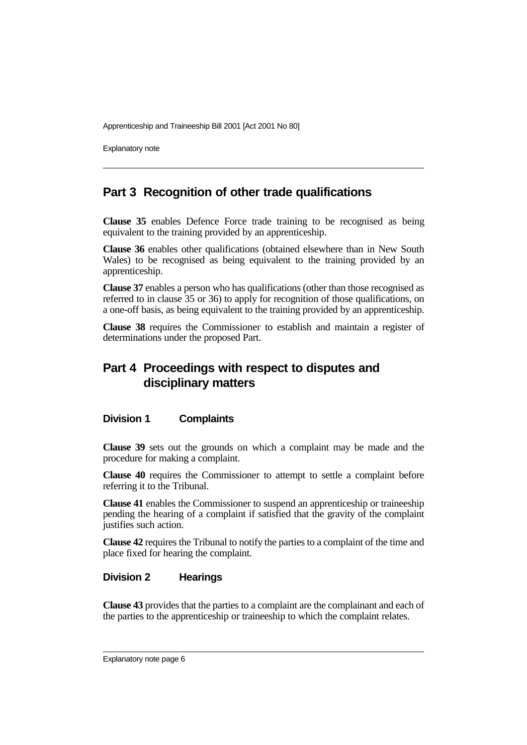## Part 3 Recognition of other trade qualifications

**Clause 35** enables Defence Force trade training to be recognised as being equivalent to the training provided by an apprenticeship.

**Clause 36** enables other qualifications (obtained elsewhere than in New South Wales) to be recognised as being equivalent to the training provided by an apprenticeship.

**Clause 37** enables a person who has qualifications (other than those recognised as referred to in clause 35 or 36) to apply for recognition of those qualifications, on a one-off basis, as being equivalent to the training provided by an apprenticeship.

**Clause 38** requires the Commissioner to establish and maintain a register of determinations under the proposed Part.

## Part 4 Proceedings with respect to disputes and disciplinary matters

### Division 1 Complaints

**Clause 39** sets out the grounds on which a complaint may be made and the procedure for making a complaint.

**Clause 40** requires the Commissioner to attempt to settle a complaint before referring it to the Tribunal.

**Clause 41** enables the Commissioner to suspend an apprenticeship or traineeship pending the hearing of a complaint if satisfied that the gravity of the complaint justifies such action.

**Clause 42** requires the Tribunal to notify the parties to a complaint of the time and place fixed for hearing the complaint.

### Division 2 Hearings

**Clause 43** provides that the parties to a complaint are the complainant and each of the parties to the apprenticeship or traineeship to which the complaint relates.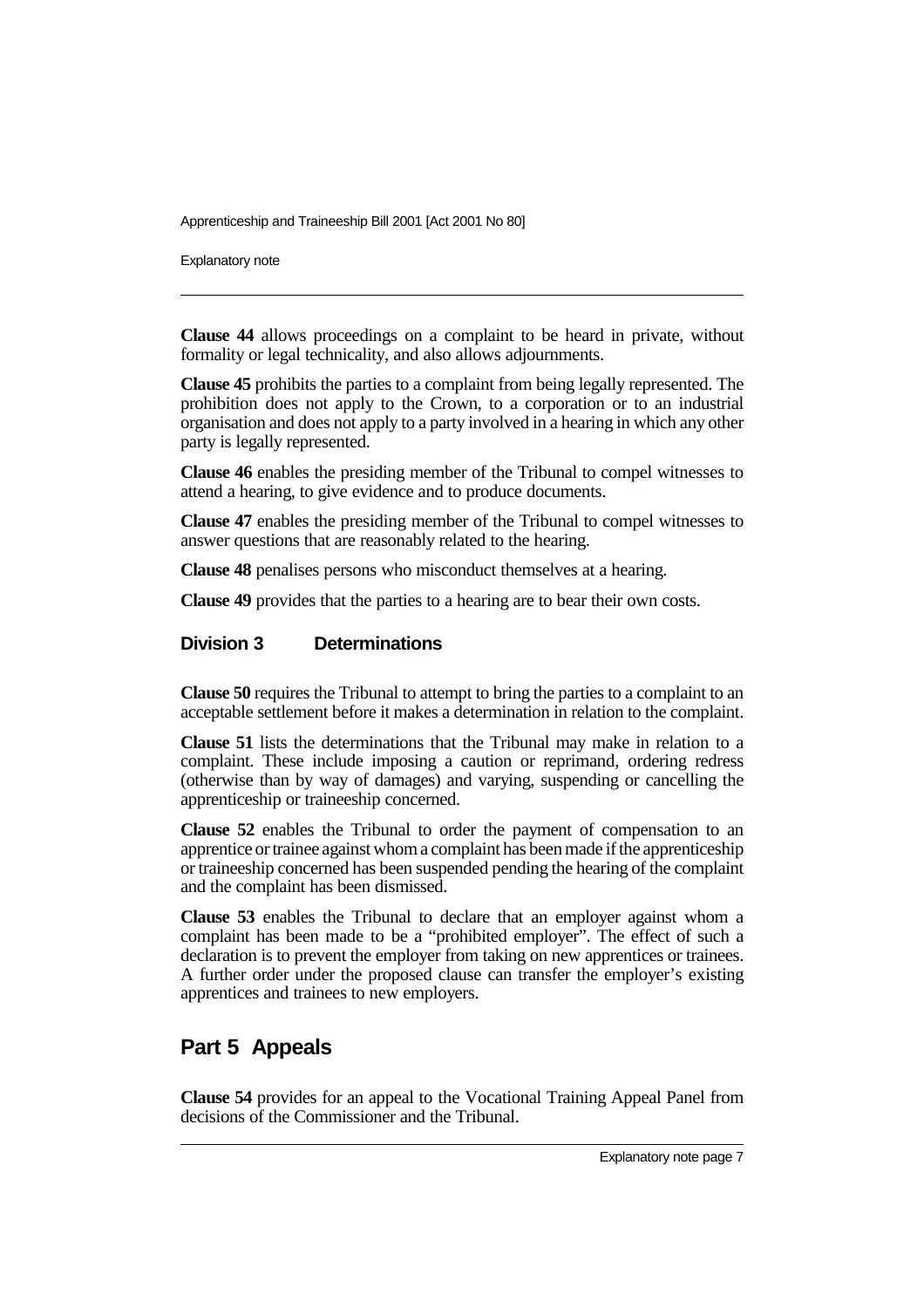**Clause 44** allows proceedings on a complaint to be heard in private, without formality or legal technicality, and also allows adjournments.

**Clause 45** prohibits the parties to a complaint from being legally represented. The prohibition does not apply to the Crown, to a corporation or to an industrial organisation and does not apply to a party involved in a hearing in which any other party is legally represented.

**Clause 46** enables the presiding member of the Tribunal to compel witnesses to attend a hearing, to give evidence and to produce documents.

**Clause 47** enables the presiding member of the Tribunal to compel witnesses to answer questions that are reasonably related to the hearing.

**Clause 48** penalises persons who misconduct themselves at a hearing.

**Clause 49** provides that the parties to a hearing are to bear their own costs.

### Division 3 Determinations

**Clause 50** requires the Tribunal to attempt to bring the parties to a complaint to an acceptable settlement before it makes a determination in relation to the complaint.

**Clause 51** lists the determinations that the Tribunal may make in relation to a complaint. These include imposing a caution or reprimand, ordering redress (otherwise than by way of damages) and varying, suspending or cancelling the apprenticeship or traineeship concerned.

**Clause 52** enables the Tribunal to order the payment of compensation to an apprentice or trainee against whom a complaint has been made if the apprenticeship or traineeship concerned has been suspended pending the hearing of the complaint and the complaint has been dismissed.

**Clause 53** enables the Tribunal to declare that an employer against whom a complaint has been made to be a "prohibited employer". The effect of such a declaration is to prevent the employer from taking on new apprentices or trainees. A further order under the proposed clause can transfer the employer's existing apprentices and trainees to new employers.

## Part 5 Appeals

**Clause 54** provides for an appeal to the Vocational Training Appeal Panel from decisions of the Commissioner and the Tribunal.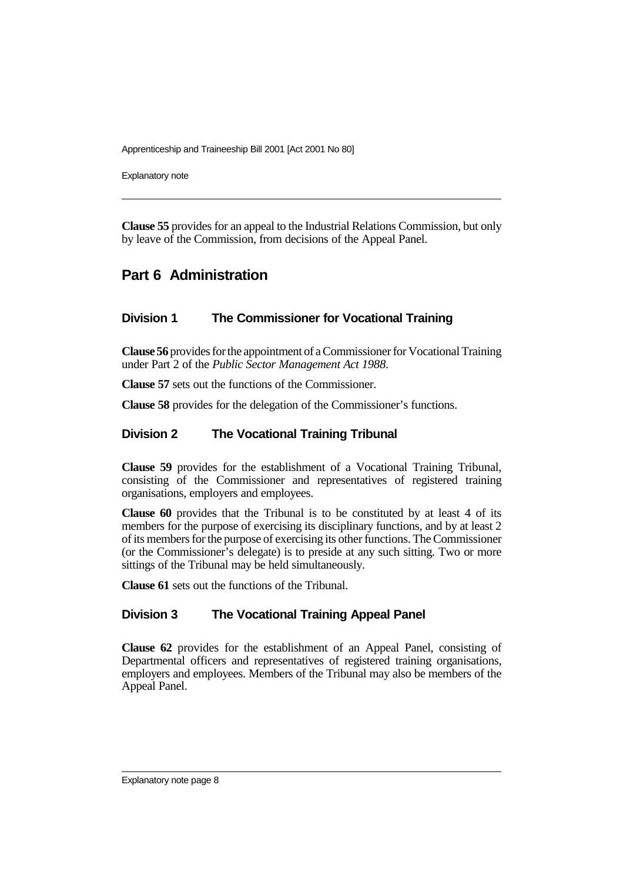**Clause 55** provides for an appeal to the Industrial Relations Commission, but only by leave of the Commission, from decisions of the Appeal Panel.

## Part 6 Administration

### Division 1 The Commissioner for Vocational Training

**Clause 56** provides for the appointment of a Commissioner for Vocational Training under Part 2 of the *Public Sector Management Act 1988*.

**Clause 57** sets out the functions of the Commissioner.

**Clause 58** provides for the delegation of the Commissioner's functions.

### Division 2 The Vocational Training Tribunal

**Clause 59** provides for the establishment of a Vocational Training Tribunal, consisting of the Commissioner and representatives of registered training organisations, employers and employees.

**Clause 60** provides that the Tribunal is to be constituted by at least 4 of its members for the purpose of exercising its disciplinary functions, and by at least 2 of its members for the purpose of exercising its other functions. The Commissioner (or the Commissioner's delegate) is to preside at any such sitting. Two or more sittings of the Tribunal may be held simultaneously.

**Clause 61** sets out the functions of the Tribunal.

### Division 3 The Vocational Training Appeal Panel

**Clause 62** provides for the establishment of an Appeal Panel, consisting of Departmental officers and representatives of registered training organisations, employers and employees. Members of the Tribunal may also be members of the Appeal Panel.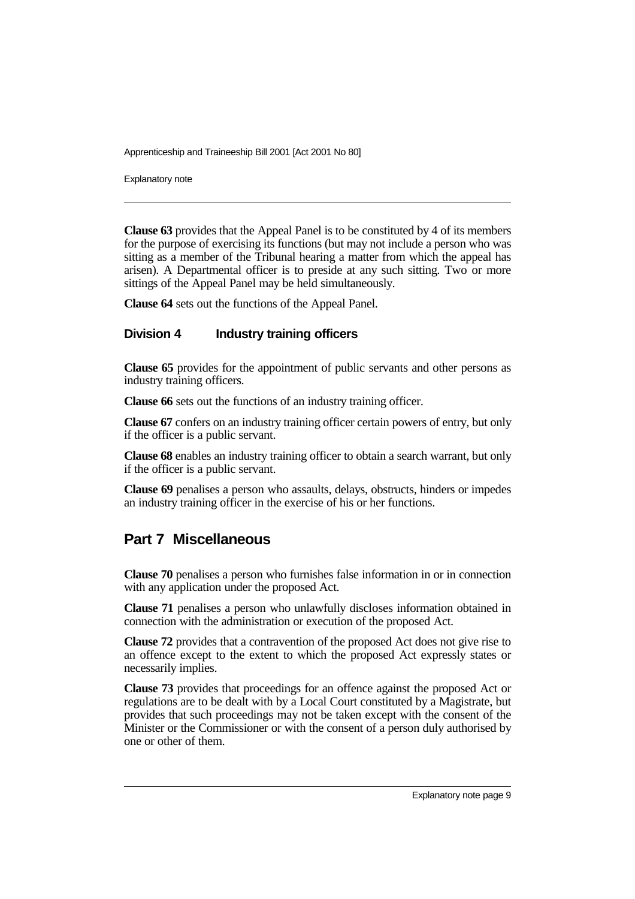**Clause 63** provides that the Appeal Panel is to be constituted by 4 of its members for the purpose of exercising its functions (but may not include a person who was sitting as a member of the Tribunal hearing a matter from which the appeal has arisen). A Departmental officer is to preside at any such sitting. Two or more sittings of the Appeal Panel may be held simultaneously.

**Clause 64** sets out the functions of the Appeal Panel.

### Division 4 Industry training officers

**Clause 65** provides for the appointment of public servants and other persons as industry training officers.

**Clause 66** sets out the functions of an industry training officer.

**Clause 67** confers on an industry training officer certain powers of entry, but only if the officer is a public servant.

**Clause 68** enables an industry training officer to obtain a search warrant, but only if the officer is a public servant.

**Clause 69** penalises a person who assaults, delays, obstructs, hinders or impedes an industry training officer in the exercise of his or her functions.

## Part 7 Miscellaneous

**Clause 70** penalises a person who furnishes false information in or in connection with any application under the proposed Act.

**Clause 71** penalises a person who unlawfully discloses information obtained in connection with the administration or execution of the proposed Act.

**Clause 72** provides that a contravention of the proposed Act does not give rise to an offence except to the extent to which the proposed Act expressly states or necessarily implies.

**Clause 73** provides that proceedings for an offence against the proposed Act or regulations are to be dealt with by a Local Court constituted by a Magistrate, but provides that such proceedings may not be taken except with the consent of the Minister or the Commissioner or with the consent of a person duly authorised by one or other of them.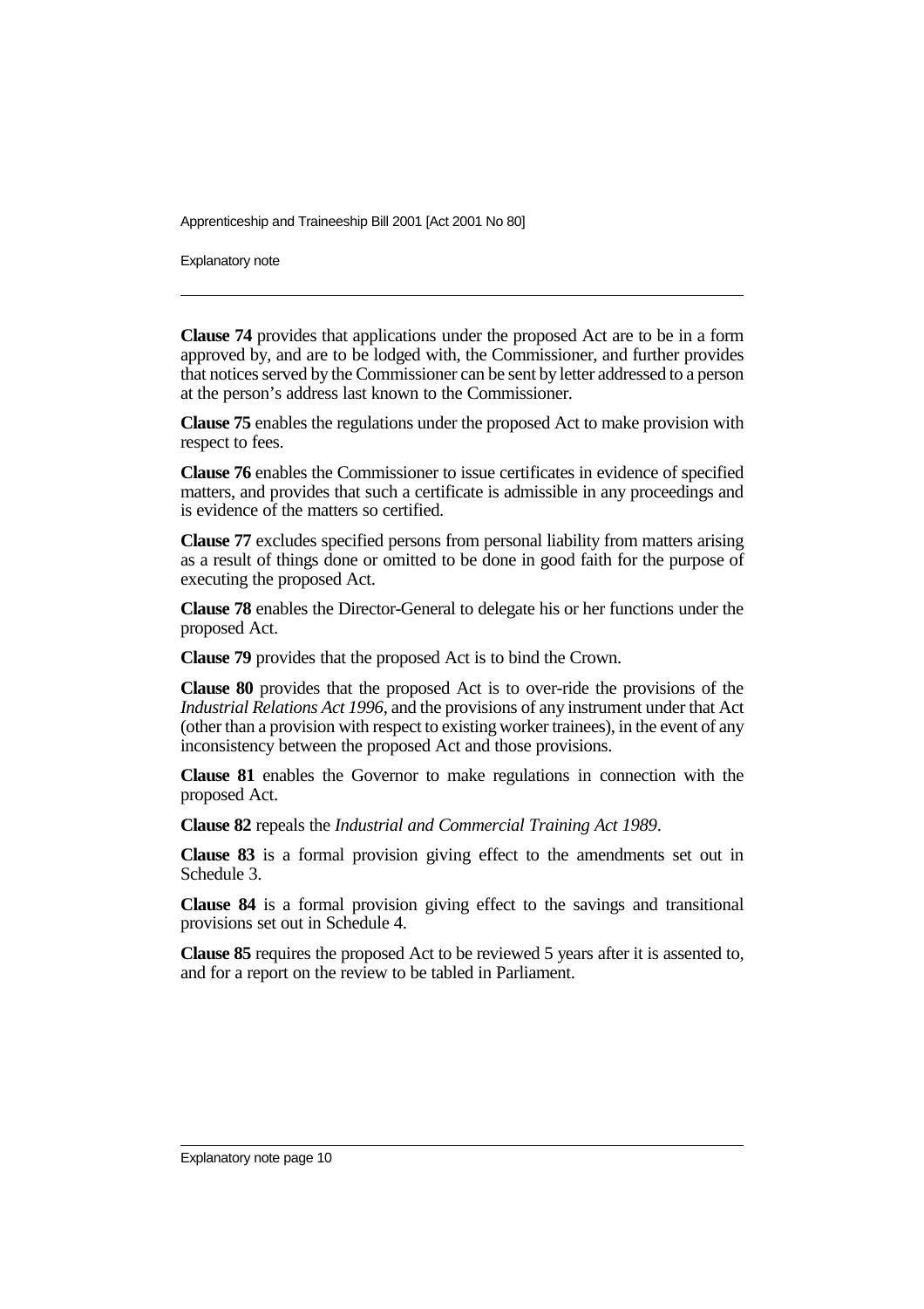**Clause 74** provides that applications under the proposed Act are to be in a form approved by, and are to be lodged with, the Commissioner, and further provides that notices served by the Commissioner can be sent by letter addressed to a person at the person's address last known to the Commissioner.

**Clause 75** enables the regulations under the proposed Act to make provision with respect to fees.

**Clause 76** enables the Commissioner to issue certificates in evidence of specified matters, and provides that such a certificate is admissible in any proceedings and is evidence of the matters so certified.

**Clause 77** excludes specified persons from personal liability from matters arising as a result of things done or omitted to be done in good faith for the purpose of executing the proposed Act.

**Clause 78** enables the Director-General to delegate his or her functions under the proposed Act.

**Clause 79** provides that the proposed Act is to bind the Crown.

**Clause 80** provides that the proposed Act is to over-ride the provisions of the *Industrial Relations Act 1996*, and the provisions of any instrument under that Act (other than a provision with respect to existing worker trainees), in the event of any inconsistency between the proposed Act and those provisions.

**Clause 81** enables the Governor to make regulations in connection with the proposed Act.

**Clause 82** repeals the *Industrial and Commercial Training Act 1989*.

**Clause 83** is a formal provision giving effect to the amendments set out in Schedule 3.

**Clause 84** is a formal provision giving effect to the savings and transitional provisions set out in Schedule 4.

**Clause 85** requires the proposed Act to be reviewed 5 years after it is assented to, and for a report on the review to be tabled in Parliament.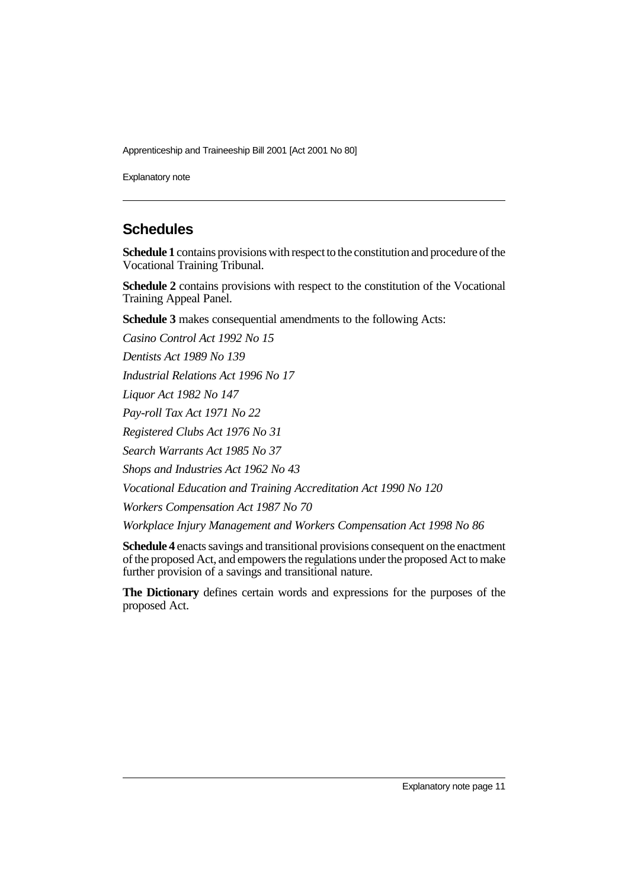## Schedules

**Schedule 1** contains provisions with respect to the constitution and procedure of the Vocational Training Tribunal.

**Schedule 2** contains provisions with respect to the constitution of the Vocational Training Appeal Panel.

**Schedule 3** makes consequential amendments to the following Acts:

*Casino Control Act 1992 No 15*

*Dentists Act 1989 No 139*

*Industrial Relations Act 1996 No 17*

*Liquor Act 1982 No 147*

*Pay-roll Tax Act 1971 No 22*

*Registered Clubs Act 1976 No 31*

*Search Warrants Act 1985 No 37*

*Shops and Industries Act 1962 No 43*

*Vocational Education and Training Accreditation Act 1990 No 120*

*Workers Compensation Act 1987 No 70*

*Workplace Injury Management and Workers Compensation Act 1998 No 86*

**Schedule 4** enacts savings and transitional provisions consequent on the enactment of the proposed Act, and empowers the regulations under the proposed Act to make further provision of a savings and transitional nature.

**The Dictionary** defines certain words and expressions for the purposes of the proposed Act.